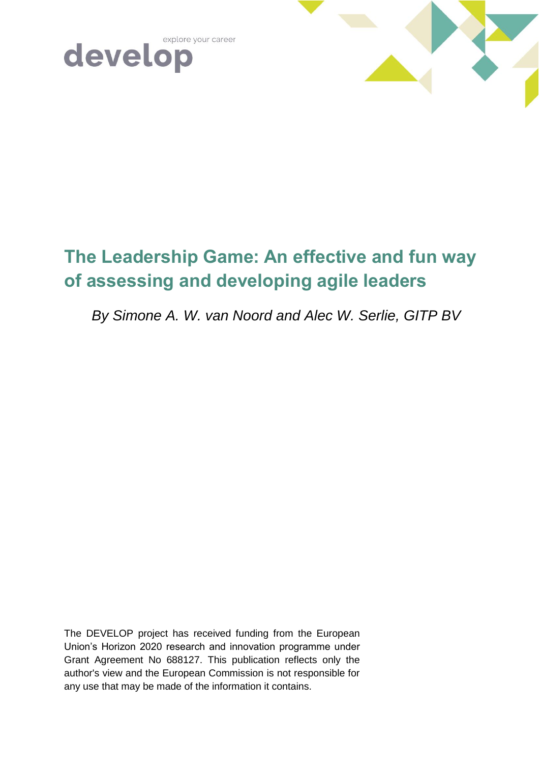develop

explore your career

# The Leadership Game: An effective and fun way of assessing and developing agile leaders

*By Simone A. W. van Noord and Alec W. Serlie, GITP BV*

The DEVELOP project has received funding from the European Union's Horizon 2020 research and innovation programme under Grant Agreement No 688127. This publication reflects only the author's view and the European Commission is not responsible for any use that may be made of the information it contains.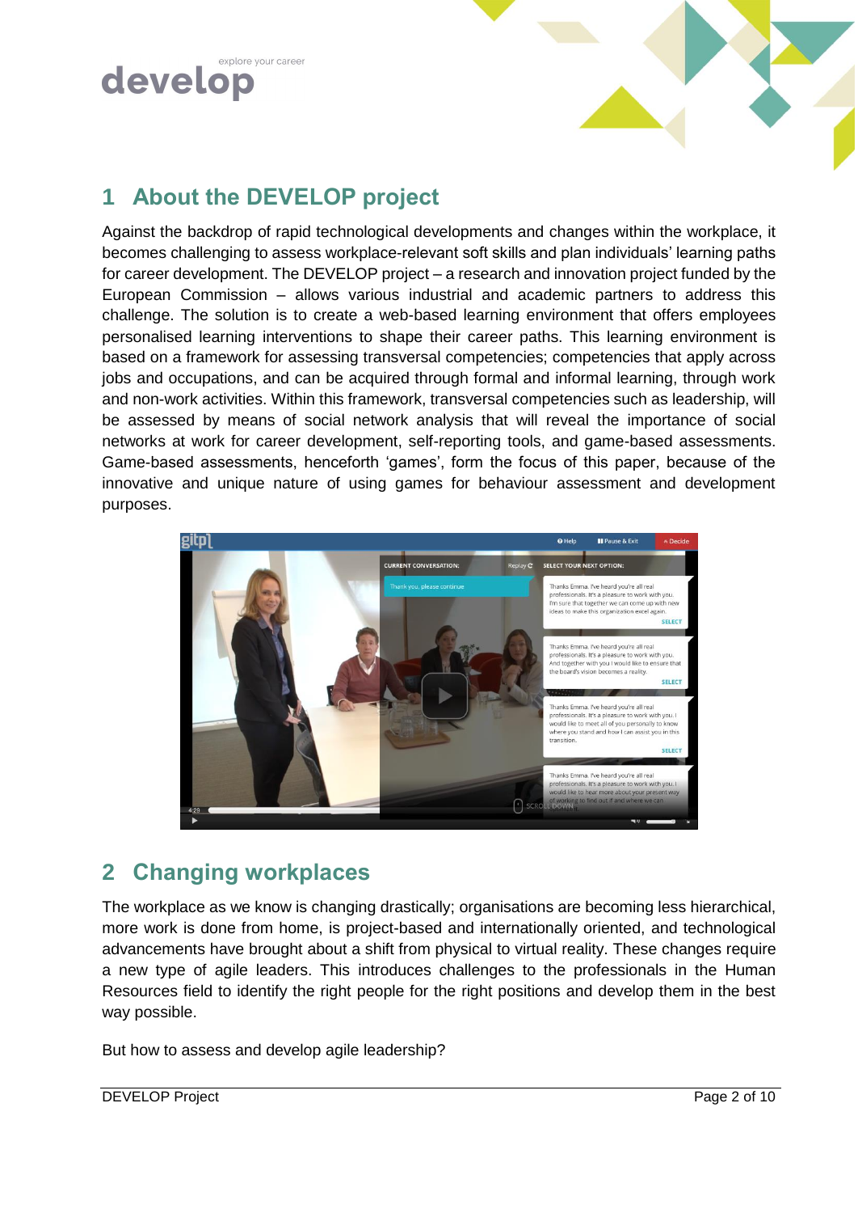## 1 About the DEVELOP project

Against the backdrop of rapid technological developments and changes within the workplace, it becomes challenging to assess workplace-relevant soft skills and plan individuals' learning paths for career development. The DEVELOP project – a research and innovation project funded by the European Commission – allows various industrial and academic partners to address this challenge. The solution is to create a web-based learning environment that offers employees personalised learning interventions to shape their career paths. This learning environment is based on a framework for assessing transversal competencies; competencies that apply across jobs and occupations, and can be acquired through formal and informal learning, through work and non-work activities. Within this framework, transversal competencies such as leadership, will be assessed by means of social network analysis that will reveal the importance of social networks at work for career development, self-reporting tools, and game-based assessments. Game-based assessments, henceforth 'games', form the focus of this paper, because of the innovative and unique nature of using games for behaviour assessment and development purposes.

## 2 Changing workplaces

The workplace as we know is changing drastically; organisations are becoming less hierarchical, more work is done from home, is project-based and internationally oriented, and technological advancements have brought about a shift from physical to virtual reality. These changes require a new type of agile leaders. This introduces challenges to the professionals in the Human Resources field to identify the right people for the right positions and develop them in the best way possible.

But how to assess and develop agile leadership?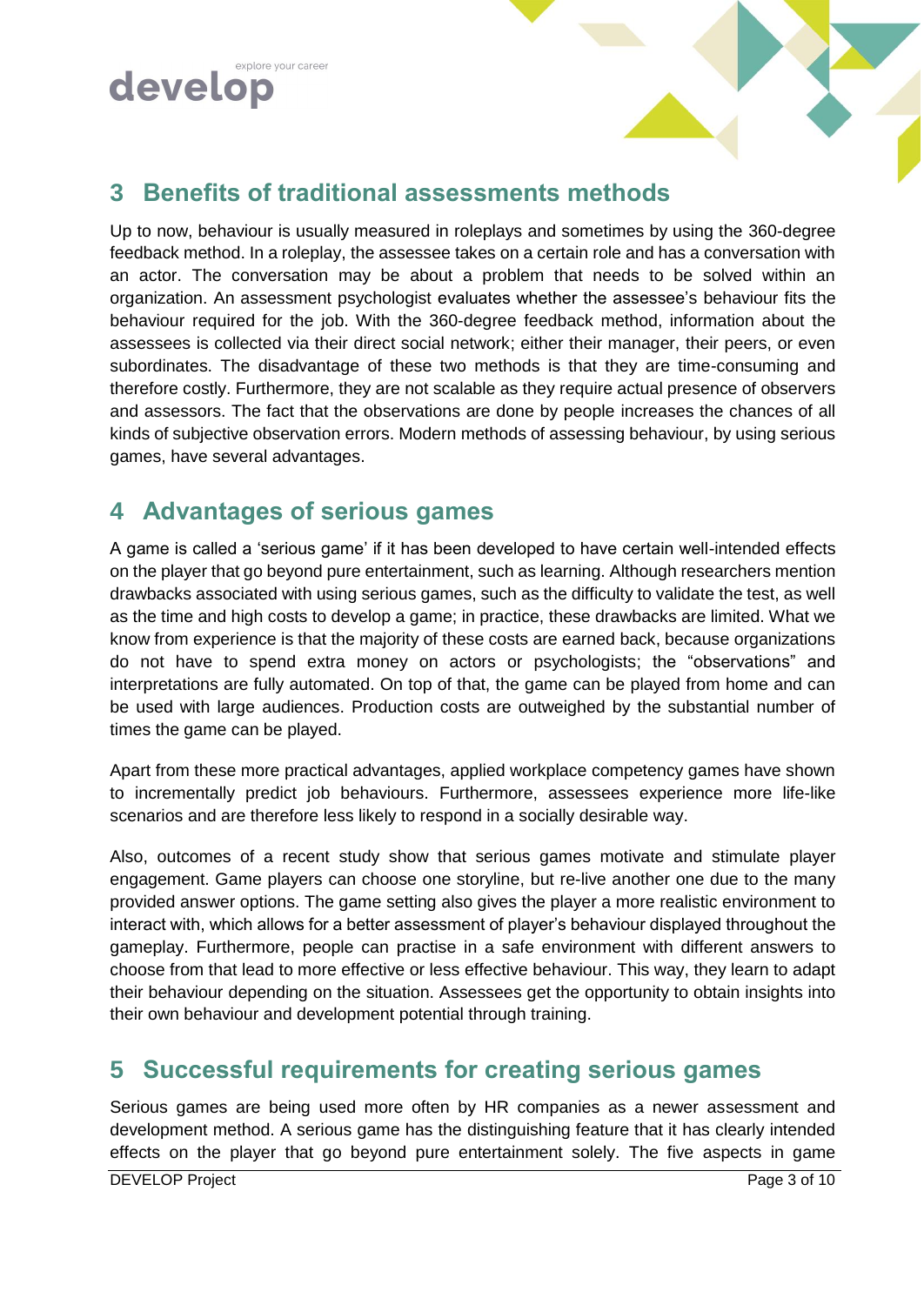## 3 Benefits of traditional assessments methods

Up to now, behaviour is usually measured in roleplays and sometimes by using the 360-degree feedback method. In a roleplay, the assessee takes on a certain role and has a conversation with an actor. The conversation may be about a problem that needs to be solved within an organization. An assessment psychologist evaluates whether the assessee's behaviour fits the behaviour required for the job. With the 360-degree feedback method, information about the assessees is collected via their direct social network; either their manager, their peers, or even subordinates. The disadvantage of these two methods is that they are time-consuming and therefore costly. Furthermore, they are not scalable as they require actual presence of observers and assessors. The fact that the observations are done by people increases the chances of all kinds of subjective observation errors. Modern methods of assessing behaviour, by using serious games, have several advantages.

## 4 Advantages of serious games

A game is called a 'serious game' if it has been developed to have certain well-intended effects on the player that go beyond pure entertainment, such as learning. Although researchers mention drawbacks associated with using serious games, such as the difficulty to validate the test, as well as the time and high costs to develop a game; in practice, these drawbacks are limited. What we know from experience is that the majority of these costs are earned back, because organizations do not have to spend extra money on actors or psychologists; the "observations" and interpretations are fully automated. On top of that, the game can be played from home and can be used with large audiences. Production costs are outweighed by the substantial number of times the game can be played.

Apart from these more practical advantages, applied workplace competency games have shown to incrementally predict job behaviours. Furthermore, assessees experience more life-like scenarios and are therefore less likely to respond in a socially desirable way.

Also, outcomes of a recent study show that serious games motivate and stimulate player engagement. Game players can choose one storyline, but re-live another one due to the many provided answer options. The game setting also gives the player a more realistic environment to interact with, which allows for a better assessment of player's behaviour displayed throughout the gameplay. Furthermore, people can practise in a safe environment with different answers to choose from that lead to more effective or less effective behaviour. This way, they learn to adapt their behaviour depending on the situation. Assessees get the opportunity to obtain insights into their own behaviour and development potential through training.

## 5 Successful requirements for creating serious games

Serious games are being used more often by HR companies as a newer assessment and development method. A serious game has the distinguishing feature that it has clearly intended effects on the player that go beyond pure entertainment solely. The five aspects in game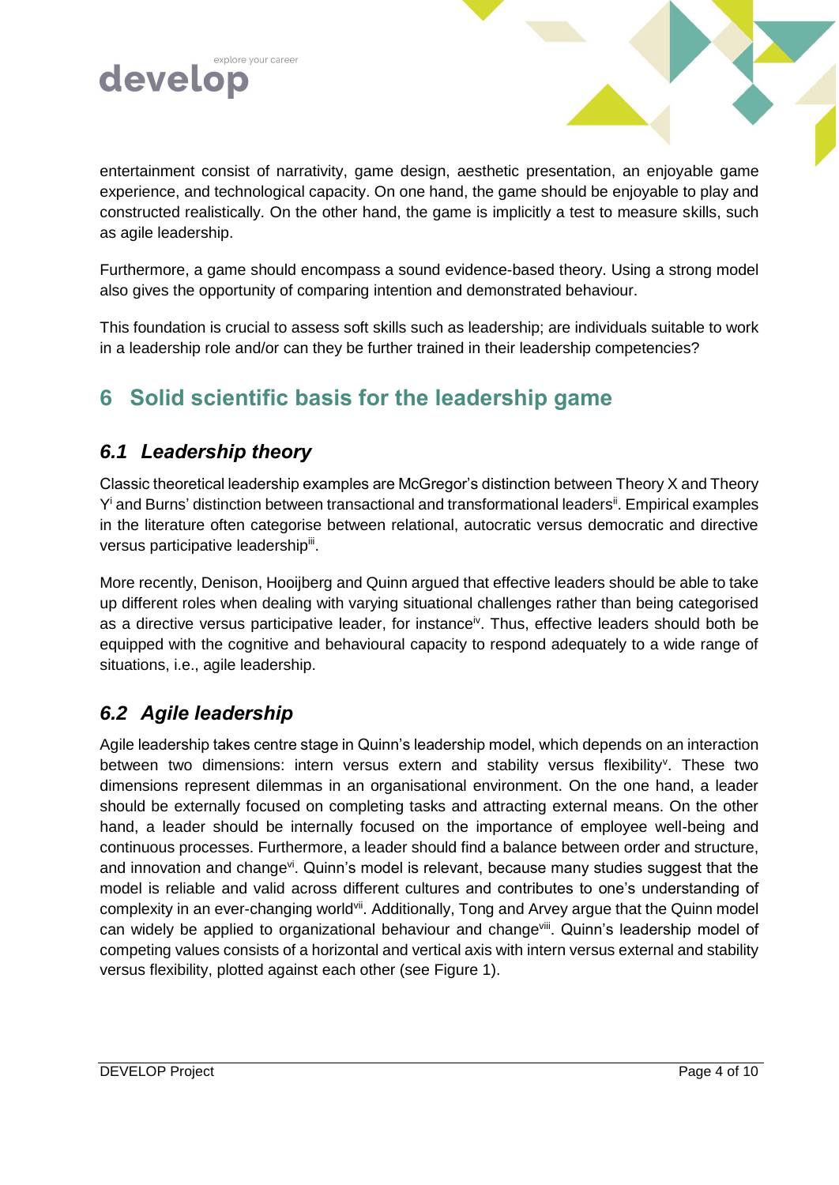entertainment consist of narrativity, game design, aesthetic presentation, an enjoyable game experience, and technological capacity. On one hand, the game should be enjoyable to play and constructed realistically. On the other hand, the game is implicitly a test to measure skills, such as agile leadership.

Furthermore, a game should encompass a sound evidence-based theory. Using a strong model also gives the opportunity of comparing intention and demonstrated behaviour.

This foundation is crucial to assess soft skills such as leadership; are individuals suitable to work in a leadership role and/or can they be further trained in their leadership competencies?

# 6 Solid scientific basis for the leadership game

## *6.1 Leadership theory*

Classic theoretical leadership examples are McGregor's distinction between Theory X and Theory Y[i] and Burns' distinction between transactional and transformational leaders[ii]. Empirical examples in the literature often categorise between relational, autocratic versus democratic and directive versus participative leadership[iii].

More recently, Denison, Hooijberg and Quinn argued that effective leaders should be able to take up different roles when dealing with varying situational challenges rather than being categorised as a directive versus participative leader, for instance[iv]. Thus, effective leaders should both be equipped with the cognitive and behavioural capacity to respond adequately to a wide range of situations, i.e., agile leadership.

## *6.2 Agile leadership*

Agile leadership takes centre stage in Quinn's leadership model, which depends on an interaction between two dimensions: intern versus extern and stability versus flexibility[v]. These two dimensions represent dilemmas in an organisational environment. On the one hand, a leader should be externally focused on completing tasks and attracting external means. On the other hand, a leader should be internally focused on the importance of employee well-being and continuous processes. Furthermore, a leader should find a balance between order and structure, and innovation and change[vi]. Quinn's model is relevant, because many studies suggest that the model is reliable and valid across different cultures and contributes to one's understanding of complexity in an ever-changing world[vii]. Additionally, Tong and Arvey argue that the Quinn model can widely be applied to organizational behaviour and change[viii]. Quinn's leadership model of competing values consists of a horizontal and vertical axis with intern versus external and stability versus flexibility, plotted against each other (see Figure 1).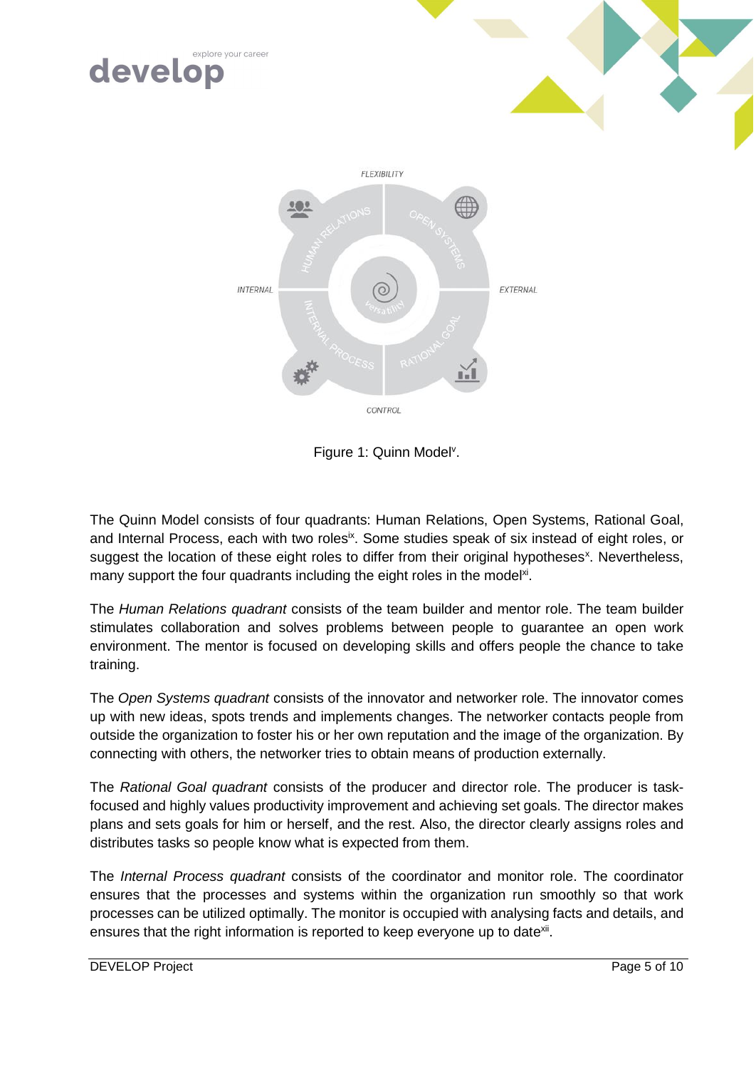Figure 1: Quinn Model[v].

The Quinn Model consists of four quadrants: Human Relations, Open Systems, Rational Goal, and Internal Process, each with two roles[ix]. Some studies speak of six instead of eight roles, or suggest the location of these eight roles to differ from their original hypotheses[x]. Nevertheless, many support the four quadrants including the eight roles in the model[xi].

The *Human Relations quadrant* consists of the team builder and mentor role. The team builder stimulates collaboration and solves problems between people to guarantee an open work environment. The mentor is focused on developing skills and offers people the chance to take training.

The *Open Systems quadrant* consists of the innovator and networker role. The innovator comes up with new ideas, spots trends and implements changes. The networker contacts people from outside the organization to foster his or her own reputation and the image of the organization. By connecting with others, the networker tries to obtain means of production externally.

The *Rational Goal quadrant* consists of the producer and director role. The producer is task-focused and highly values productivity improvement and achieving set goals. The director makes plans and sets goals for him or herself, and the rest. Also, the director clearly assigns roles and distributes tasks so people know what is expected from them.

The *Internal Process quadrant* consists of the coordinator and monitor role. The coordinator ensures that the processes and systems within the organization run smoothly so that work processes can be utilized optimally. The monitor is occupied with analysing facts and details, and ensures that the right information is reported to keep everyone up to date[xii].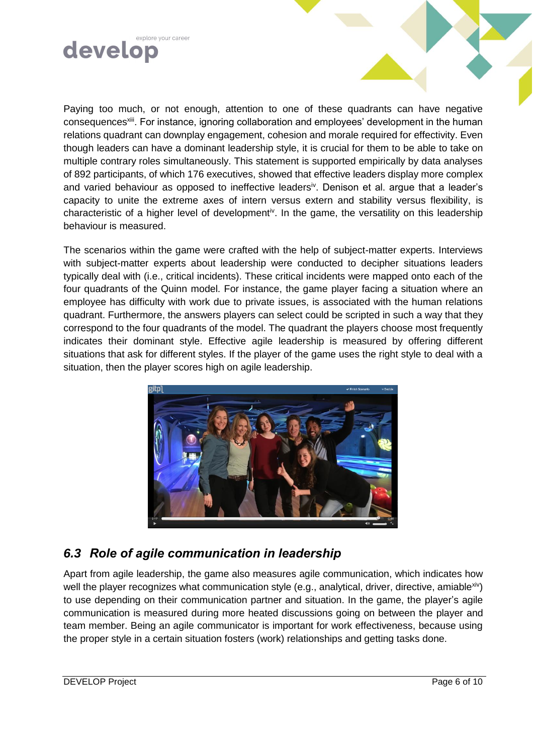Paying too much, or not enough, attention to one of these quadrants can have negative consequences[xiii]. For instance, ignoring collaboration and employees' development in the human relations quadrant can downplay engagement, cohesion and morale required for effectivity. Even though leaders can have a dominant leadership style, it is crucial for them to be able to take on multiple contrary roles simultaneously. This statement is supported empirically by data analyses of 892 participants, of which 176 executives, showed that effective leaders display more complex and varied behaviour as opposed to ineffective leaders[iv]. Denison et al. argue that a leader's capacity to unite the extreme axes of intern versus extern and stability versus flexibility, is characteristic of a higher level of development[iv]. In the game, the versatility on this leadership behaviour is measured.

The scenarios within the game were crafted with the help of subject-matter experts. Interviews with subject-matter experts about leadership were conducted to decipher situations leaders typically deal with (i.e., critical incidents). These critical incidents were mapped onto each of the four quadrants of the Quinn model. For instance, the game player facing a situation where an employee has difficulty with work due to private issues, is associated with the human relations quadrant. Furthermore, the answers players can select could be scripted in such a way that they correspond to the four quadrants of the model. The quadrant the players choose most frequently indicates their dominant style. Effective agile leadership is measured by offering different situations that ask for different styles. If the player of the game uses the right style to deal with a situation, then the player scores high on agile leadership.

## 6.3 *Role of agile communication in leadership*

Apart from agile leadership, the game also measures agile communication, which indicates how well the player recognizes what communication style (e.g., analytical, driver, directive, amiable[xiv]) to use depending on their communication partner and situation. In the game, the player's agile communication is measured during more heated discussions going on between the player and team member. Being an agile communicator is important for work effectiveness, because using the proper style in a certain situation fosters (work) relationships and getting tasks done.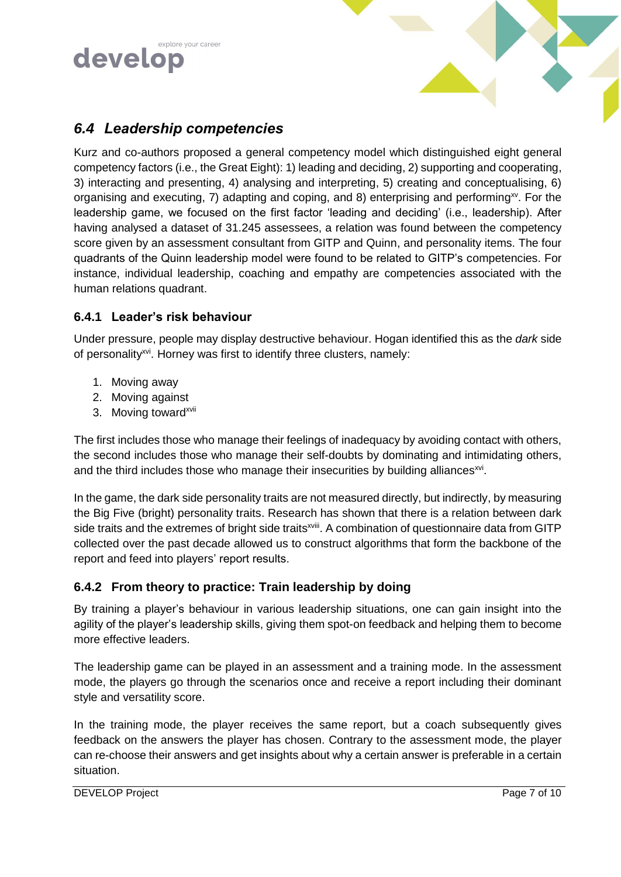## *6.4 Leadership competencies*

Kurz and co-authors proposed a general competency model which distinguished eight general competency factors (i.e., the Great Eight): 1) leading and deciding, 2) supporting and cooperating, 3) interacting and presenting, 4) analysing and interpreting, 5) creating and conceptualising, 6) organising and executing, 7) adapting and coping, and 8) enterprising and performing[xv]. For the leadership game, we focused on the first factor 'leading and deciding' (i.e., leadership). After having analysed a dataset of 31.245 assessees, a relation was found between the competency score given by an assessment consultant from GITP and Quinn, and personality items. The four quadrants of the Quinn leadership model were found to be related to GITP's competencies. For instance, individual leadership, coaching and empathy are competencies associated with the human relations quadrant.

### 6.4.1 Leader's risk behaviour

Under pressure, people may display destructive behaviour. Hogan identified this as the *dark* side of personality[xvi]. Horney was first to identify three clusters, namely:

1. Moving away
2. Moving against
3. Moving toward[xvii]

The first includes those who manage their feelings of inadequacy by avoiding contact with others, the second includes those who manage their self-doubts by dominating and intimidating others, and the third includes those who manage their insecurities by building alliances[xvi].

In the game, the dark side personality traits are not measured directly, but indirectly, by measuring the Big Five (bright) personality traits. Research has shown that there is a relation between dark side traits and the extremes of bright side traits[xviii]. A combination of questionnaire data from GITP collected over the past decade allowed us to construct algorithms that form the backbone of the report and feed into players' report results.

### 6.4.2 From theory to practice: Train leadership by doing

By training a player's behaviour in various leadership situations, one can gain insight into the agility of the player's leadership skills, giving them spot-on feedback and helping them to become more effective leaders.

The leadership game can be played in an assessment and a training mode. In the assessment mode, the players go through the scenarios once and receive a report including their dominant style and versatility score.

In the training mode, the player receives the same report, but a coach subsequently gives feedback on the answers the player has chosen. Contrary to the assessment mode, the player can re-choose their answers and get insights about why a certain answer is preferable in a certain situation.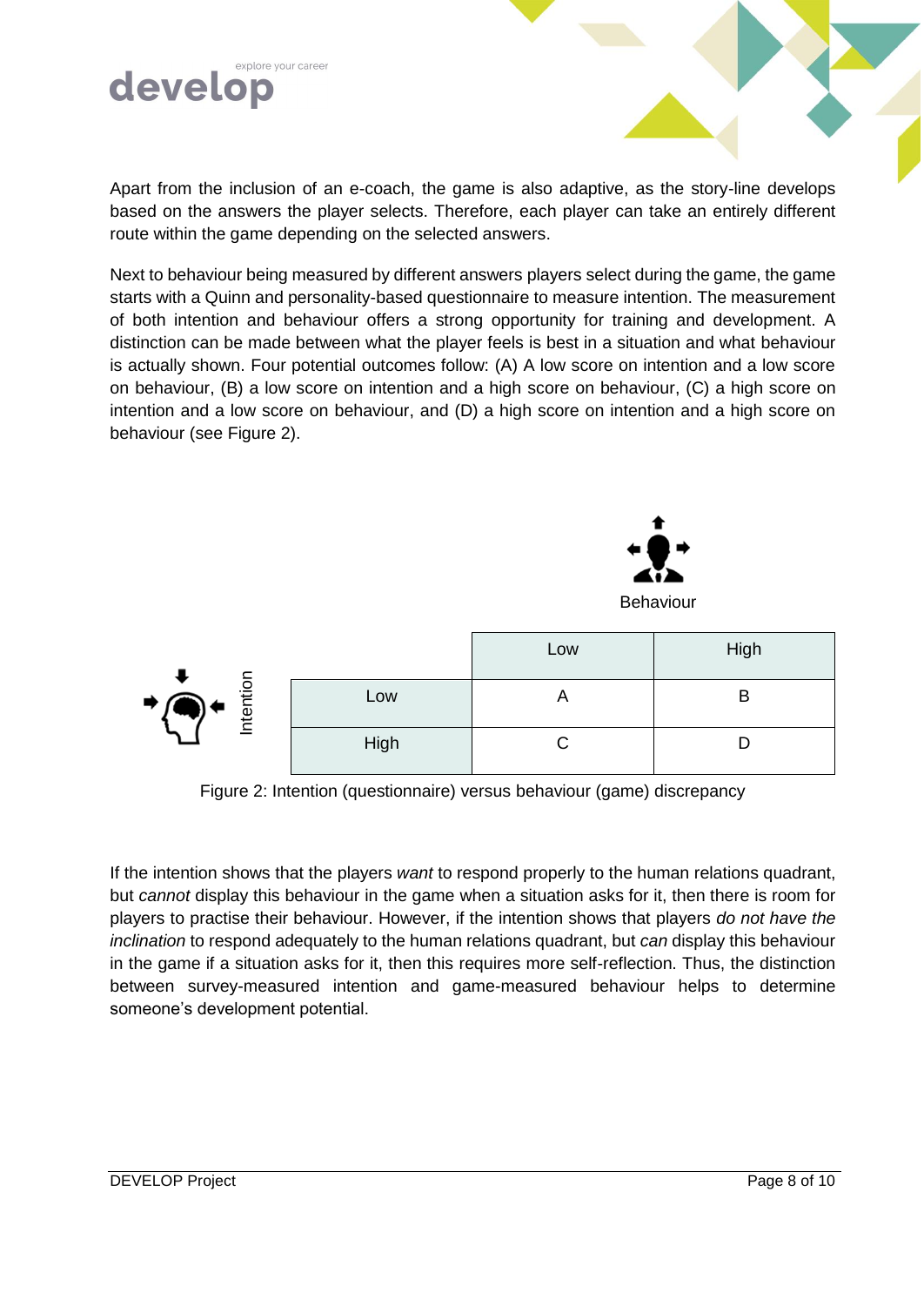Apart from the inclusion of an e-coach, the game is also adaptive, as the story-line develops based on the answers the player selects. Therefore, each player can take an entirely different route within the game depending on the selected answers.

Next to behaviour being measured by different answers players select during the game, the game starts with a Quinn and personality-based questionnaire to measure intention. The measurement of both intention and behaviour offers a strong opportunity for training and development. A distinction can be made between what the player feels is best in a situation and what behaviour is actually shown. Four potential outcomes follow: (A) A low score on intention and a low score on behaviour, (B) a low score on intention and a high score on behaviour, (C) a high score on intention and a low score on behaviour, and (D) a high score on intention and a high score on behaviour (see Figure 2).

| Intention \ Behaviour | Low | High |
|---|---|---|
| Low | A | B |
| High | C | D |

Figure 2: Intention (questionnaire) versus behaviour (game) discrepancy

If the intention shows that the players *want* to respond properly to the human relations quadrant, but *cannot* display this behaviour in the game when a situation asks for it, then there is room for players to practise their behaviour. However, if the intention shows that players *do not have the inclination* to respond adequately to the human relations quadrant, but *can* display this behaviour in the game if a situation asks for it, then this requires more self-reflection. Thus, the distinction between survey-measured intention and game-measured behaviour helps to determine someone's development potential.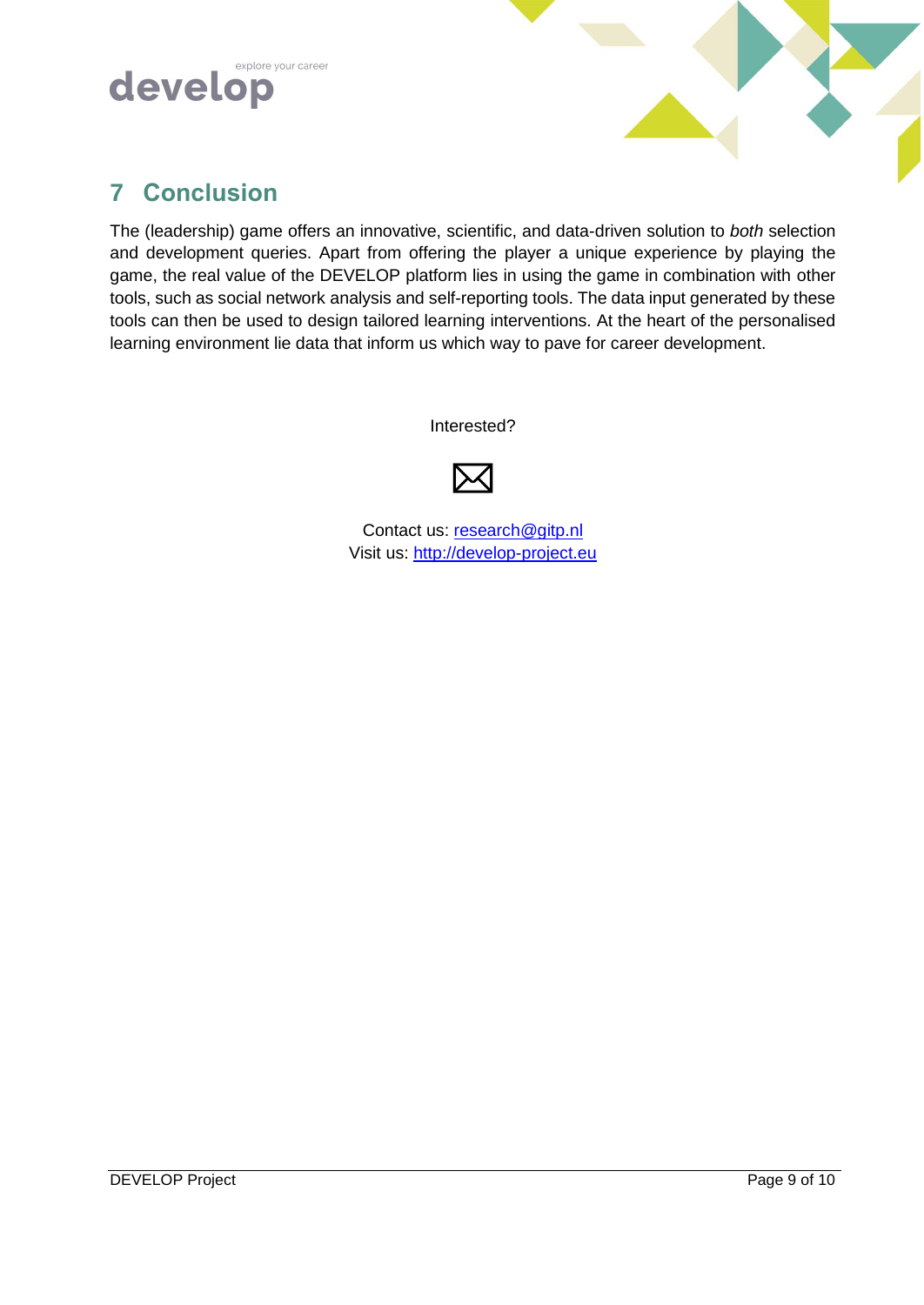## 7 Conclusion

The (leadership) game offers an innovative, scientific, and data-driven solution to *both* selection and development queries. Apart from offering the player a unique experience by playing the game, the real value of the DEVELOP platform lies in using the game in combination with other tools, such as social network analysis and self-reporting tools. The data input generated by these tools can then be used to design tailored learning interventions. At the heart of the personalised learning environment lie data that inform us which way to pave for career development.

Interested?

Contact us: research@gitp.nl
Visit us: http://develop-project.eu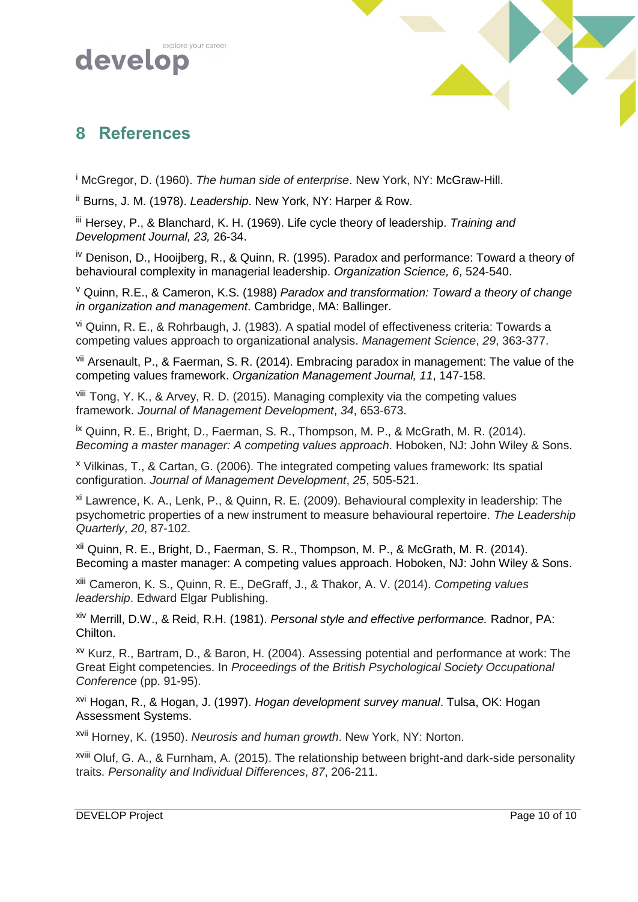## 8 References

[i] McGregor, D. (1960). *The human side of enterprise*. New York, NY: McGraw-Hill.

[ii] Burns, J. M. (1978). *Leadership*. New York, NY: Harper & Row.

[iii] Hersey, P., & Blanchard, K. H. (1969). Life cycle theory of leadership. *Training and Development Journal, 23,* 26-34.

[iv] Denison, D., Hooijberg, R., & Quinn, R. (1995). Paradox and performance: Toward a theory of behavioural complexity in managerial leadership. *Organization Science, 6*, 524-540.

[v] Quinn, R.E., & Cameron, K.S. (1988) *Paradox and transformation: Toward a theory of change in organization and management*. Cambridge, MA: Ballinger.

[vi] Quinn, R. E., & Rohrbaugh, J. (1983). A spatial model of effectiveness criteria: Towards a competing values approach to organizational analysis. *Management Science*, *29*, 363-377.

[vii] Arsenault, P., & Faerman, S. R. (2014). Embracing paradox in management: The value of the competing values framework. *Organization Management Journal, 11*, 147-158.

[viii] Tong, Y. K., & Arvey, R. D. (2015). Managing complexity via the competing values framework. *Journal of Management Development*, *34*, 653-673.

[ix] Quinn, R. E., Bright, D., Faerman, S. R., Thompson, M. P., & McGrath, M. R. (2014). *Becoming a master manager: A competing values approach*. Hoboken, NJ: John Wiley & Sons.

[x] Vilkinas, T., & Cartan, G. (2006). The integrated competing values framework: Its spatial configuration. *Journal of Management Development*, *25*, 505-521.

[xi] Lawrence, K. A., Lenk, P., & Quinn, R. E. (2009). Behavioural complexity in leadership: The psychometric properties of a new instrument to measure behavioural repertoire. *The Leadership Quarterly*, *20*, 87-102.

[xii] Quinn, R. E., Bright, D., Faerman, S. R., Thompson, M. P., & McGrath, M. R. (2014). Becoming a master manager: A competing values approach. Hoboken, NJ: John Wiley & Sons.

[xiii] Cameron, K. S., Quinn, R. E., DeGraff, J., & Thakor, A. V. (2014). *Competing values leadership*. Edward Elgar Publishing.

[xiv] Merrill, D.W., & Reid, R.H. (1981). *Personal style and effective performance.* Radnor, PA: Chilton.

[xv] Kurz, R., Bartram, D., & Baron, H. (2004). Assessing potential and performance at work: The Great Eight competencies. In *Proceedings of the British Psychological Society Occupational Conference* (pp. 91-95).

[xvi] Hogan, R., & Hogan, J. (1997). *Hogan development survey manual*. Tulsa, OK: Hogan Assessment Systems.

[xvii] Horney, K. (1950). *Neurosis and human growth*. New York, NY: Norton.

[xviii] Oluf, G. A., & Furnham, A. (2015). The relationship between bright-and dark-side personality traits. *Personality and Individual Differences*, *87*, 206-211.